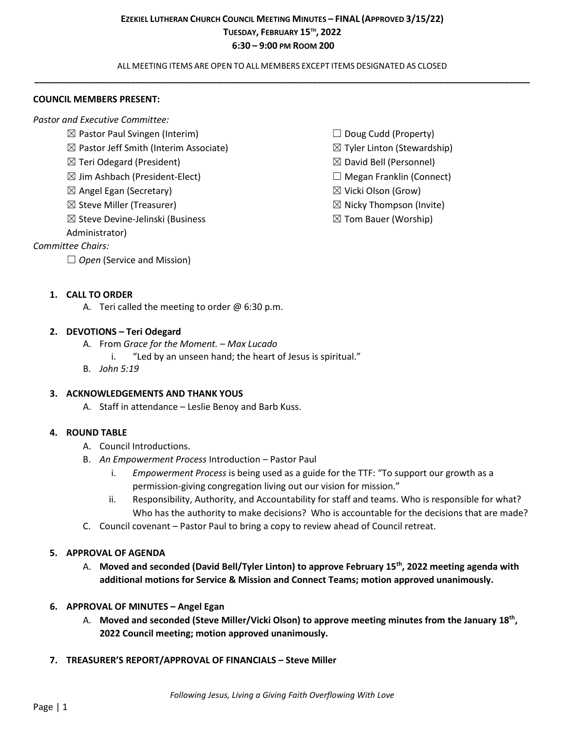# EZEKIEL LUTHERAN CHURCH COUNCIL MEETING MINUTES – FINAL (APPROVED 3/15/22)
## TUESDAY, FEBRUARY 15TH, 2022
## 6:30 – 9:00 PM ROOM 200

ALL MEETING ITEMS ARE OPEN TO ALL MEMBERS EXCEPT ITEMS DESIGNATED AS CLOSED

---

**COUNCIL MEMBERS PRESENT:**

*Pastor and Executive Committee:*

- ☒ Pastor Paul Svingen (Interim)
- ☒ Pastor Jeff Smith (Interim Associate)
- ☒ Teri Odegard (President)
- ☒ Jim Ashbach (President-Elect)
- ☒ Angel Egan (Secretary)
- ☒ Steve Miller (Treasurer)
- ☒ Steve Devine-Jelinski (Business Administrator)

*Committee Chairs:*

- ☐ *Open* (Service and Mission)
- ☐ Doug Cudd (Property)
- ☒ Tyler Linton (Stewardship)
- ☒ David Bell (Personnel)
- ☐ Megan Franklin (Connect)
- ☒ Vicki Olson (Grow)
- ☒ Nicky Thompson (Invite)
- ☒ Tom Bauer (Worship)

1. **CALL TO ORDER**
   A. Teri called the meeting to order @ 6:30 p.m.

2. **DEVOTIONS – Teri Odegard**
   A. From *Grace for the Moment. – Max Lucado*
      i. "Led by an unseen hand; the heart of Jesus is spiritual."
   B. *John 5:19*

3. **ACKNOWLEDGEMENTS AND THANK YOUS**
   A. Staff in attendance – Leslie Benoy and Barb Kuss.

4. **ROUND TABLE**
   A. Council Introductions.
   B. *An Empowerment Process* Introduction – Pastor Paul
      i. *Empowerment Process* is being used as a guide for the TTF: "To support our growth as a permission-giving congregation living out our vision for mission."
      ii. Responsibility, Authority, and Accountability for staff and teams. Who is responsible for what? Who has the authority to make decisions? Who is accountable for the decisions that are made?
   C. Council covenant – Pastor Paul to bring a copy to review ahead of Council retreat.

5. **APPROVAL OF AGENDA**
   A. **Moved and seconded (David Bell/Tyler Linton) to approve February 15th, 2022 meeting agenda with additional motions for Service & Mission and Connect Teams; motion approved unanimously.**

6. **APPROVAL OF MINUTES – Angel Egan**
   A. **Moved and seconded (Steve Miller/Vicki Olson) to approve meeting minutes from the January 18th, 2022 Council meeting; motion approved unanimously.**

7. **TREASURER'S REPORT/APPROVAL OF FINANCIALS – Steve Miller**

*Following Jesus, Living a Giving Faith Overflowing With Love*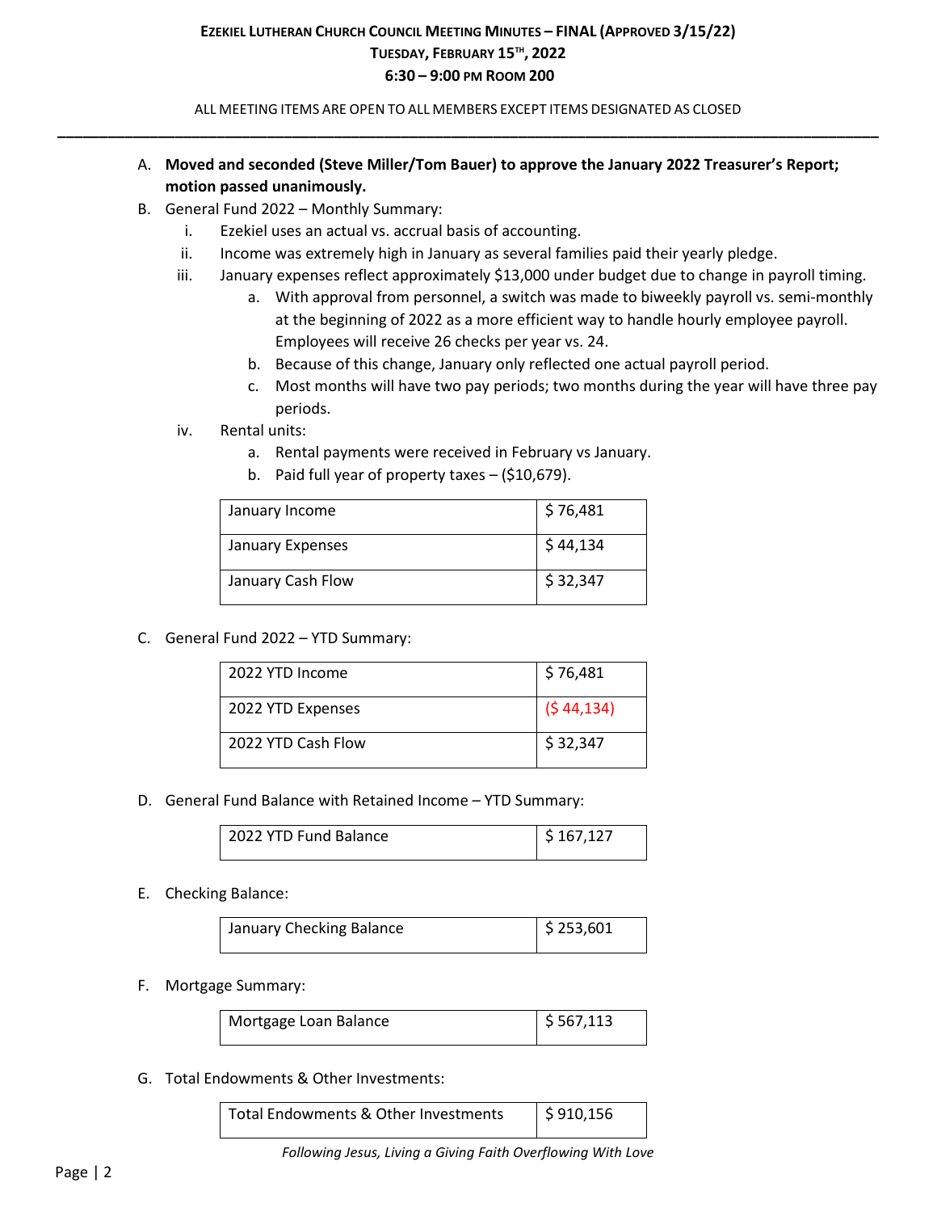**EZEKIEL LUTHERAN CHURCH COUNCIL MEETING MINUTES – FINAL (APPROVED 3/15/22)**
**TUESDAY, FEBRUARY 15TH, 2022**
**6:30 – 9:00 PM ROOM 200**

ALL MEETING ITEMS ARE OPEN TO ALL MEMBERS EXCEPT ITEMS DESIGNATED AS CLOSED

---

A. **Moved and seconded (Steve Miller/Tom Bauer) to approve the January 2022 Treasurer's Report; motion passed unanimously.**

B. General Fund 2022 – Monthly Summary:
   - i. Ezekiel uses an actual vs. accrual basis of accounting.
   - ii. Income was extremely high in January as several families paid their yearly pledge.
   - iii. January expenses reflect approximately $13,000 under budget due to change in payroll timing.
     - a. With approval from personnel, a switch was made to biweekly payroll vs. semi-monthly at the beginning of 2022 as a more efficient way to handle hourly employee payroll. Employees will receive 26 checks per year vs. 24.
     - b. Because of this change, January only reflected one actual payroll period.
     - c. Most months will have two pay periods; two months during the year will have three pay periods.
   - iv. Rental units:
     - a. Rental payments were received in February vs January.
     - b. Paid full year of property taxes – ($10,679).

| | |
|---|---|
| January Income | $ 76,481 |
| January Expenses | $ 44,134 |
| January Cash Flow | $ 32,347 |

C. General Fund 2022 – YTD Summary:

| | |
|---|---|
| 2022 YTD Income | $ 76,481 |
| 2022 YTD Expenses | ($ 44,134) |
| 2022 YTD Cash Flow | $ 32,347 |

D. General Fund Balance with Retained Income – YTD Summary:

| | |
|---|---|
| 2022 YTD Fund Balance | $ 167,127 |

E. Checking Balance:

| | |
|---|---|
| January Checking Balance | $ 253,601 |

F. Mortgage Summary:

| | |
|---|---|
| Mortgage Loan Balance | $ 567,113 |

G. Total Endowments & Other Investments:

| | |
|---|---|
| Total Endowments & Other Investments | $ 910,156 |

*Following Jesus, Living a Giving Faith Overflowing With Love*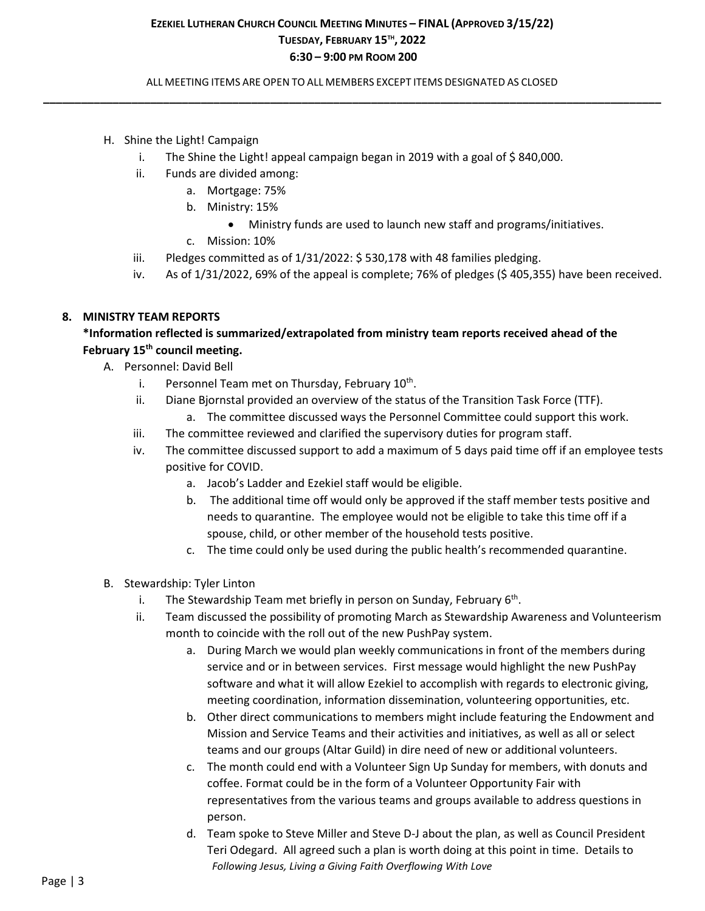H. Shine the Light! Campaign
   i. The Shine the Light! appeal campaign began in 2019 with a goal of $ 840,000.
   ii. Funds are divided among:
      a. Mortgage: 75%
      b. Ministry: 15%
         - Ministry funds are used to launch new staff and programs/initiatives.
      c. Mission: 10%
   iii. Pledges committed as of 1/31/2022: $ 530,178 with 48 families pledging.
   iv. As of 1/31/2022, 69% of the appeal is complete; 76% of pledges ($ 405,355) have been received.

## 8. MINISTRY TEAM REPORTS

**\*Information reflected is summarized/extrapolated from ministry team reports received ahead of the February 15th council meeting.**

A. Personnel: David Bell
   i. Personnel Team met on Thursday, February 10th.
   ii. Diane Bjornstal provided an overview of the status of the Transition Task Force (TTF).
      a. The committee discussed ways the Personnel Committee could support this work.
   iii. The committee reviewed and clarified the supervisory duties for program staff.
   iv. The committee discussed support to add a maximum of 5 days paid time off if an employee tests positive for COVID.
      a. Jacob's Ladder and Ezekiel staff would be eligible.
      b. The additional time off would only be approved if the staff member tests positive and needs to quarantine. The employee would not be eligible to take this time off if a spouse, child, or other member of the household tests positive.
      c. The time could only be used during the public health's recommended quarantine.

B. Stewardship: Tyler Linton
   i. The Stewardship Team met briefly in person on Sunday, February 6th.
   ii. Team discussed the possibility of promoting March as Stewardship Awareness and Volunteerism month to coincide with the roll out of the new PushPay system.
      a. During March we would plan weekly communications in front of the members during service and or in between services. First message would highlight the new PushPay software and what it will allow Ezekiel to accomplish with regards to electronic giving, meeting coordination, information dissemination, volunteering opportunities, etc.
      b. Other direct communications to members might include featuring the Endowment and Mission and Service Teams and their activities and initiatives, as well as all or select teams and our groups (Altar Guild) in dire need of new or additional volunteers.
      c. The month could end with a Volunteer Sign Up Sunday for members, with donuts and coffee. Format could be in the form of a Volunteer Opportunity Fair with representatives from the various teams and groups available to address questions in person.
      d. Team spoke to Steve Miller and Steve D-J about the plan, as well as Council President Teri Odegard. All agreed such a plan is worth doing at this point in time. Details to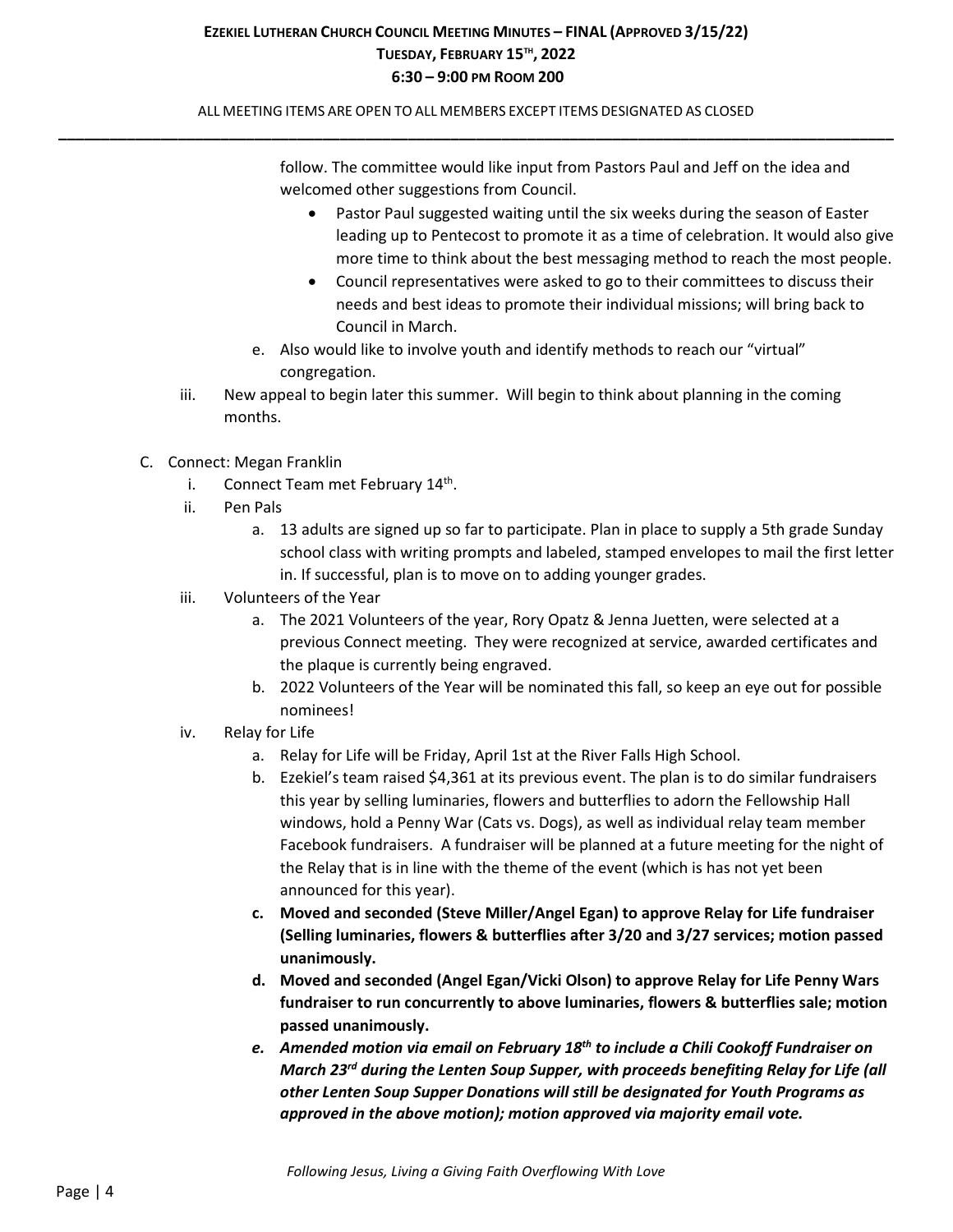follow. The committee would like input from Pastors Paul and Jeff on the idea and welcomed other suggestions from Council.

- Pastor Paul suggested waiting until the six weeks during the season of Easter leading up to Pentecost to promote it as a time of celebration. It would also give more time to think about the best messaging method to reach the most people.
- Council representatives were asked to go to their committees to discuss their needs and best ideas to promote their individual missions; will bring back to Council in March.

e. Also would like to involve youth and identify methods to reach our "virtual" congregation.

iii. New appeal to begin later this summer. Will begin to think about planning in the coming months.

C. Connect: Megan Franklin

i. Connect Team met February 14th.

ii. Pen Pals

a. 13 adults are signed up so far to participate. Plan in place to supply a 5th grade Sunday school class with writing prompts and labeled, stamped envelopes to mail the first letter in. If successful, plan is to move on to adding younger grades.

iii. Volunteers of the Year

a. The 2021 Volunteers of the year, Rory Opatz & Jenna Juetten, were selected at a previous Connect meeting. They were recognized at service, awarded certificates and the plaque is currently being engraved.

b. 2022 Volunteers of the Year will be nominated this fall, so keep an eye out for possible nominees!

iv. Relay for Life

a. Relay for Life will be Friday, April 1st at the River Falls High School.

b. Ezekiel's team raised $4,361 at its previous event. The plan is to do similar fundraisers this year by selling luminaries, flowers and butterflies to adorn the Fellowship Hall windows, hold a Penny War (Cats vs. Dogs), as well as individual relay team member Facebook fundraisers. A fundraiser will be planned at a future meeting for the night of the Relay that is in line with the theme of the event (which is has not yet been announced for this year).

**c. Moved and seconded (Steve Miller/Angel Egan) to approve Relay for Life fundraiser (Selling luminaries, flowers & butterflies after 3/20 and 3/27 services; motion passed unanimously.**

**d. Moved and seconded (Angel Egan/Vicki Olson) to approve Relay for Life Penny Wars fundraiser to run concurrently to above luminaries, flowers & butterflies sale; motion passed unanimously.**

***e. Amended motion via email on February 18th to include a Chili Cookoff Fundraiser on March 23rd during the Lenten Soup Supper, with proceeds benefiting Relay for Life (all other Lenten Soup Supper Donations will still be designated for Youth Programs as approved in the above motion); motion approved via majority email vote.***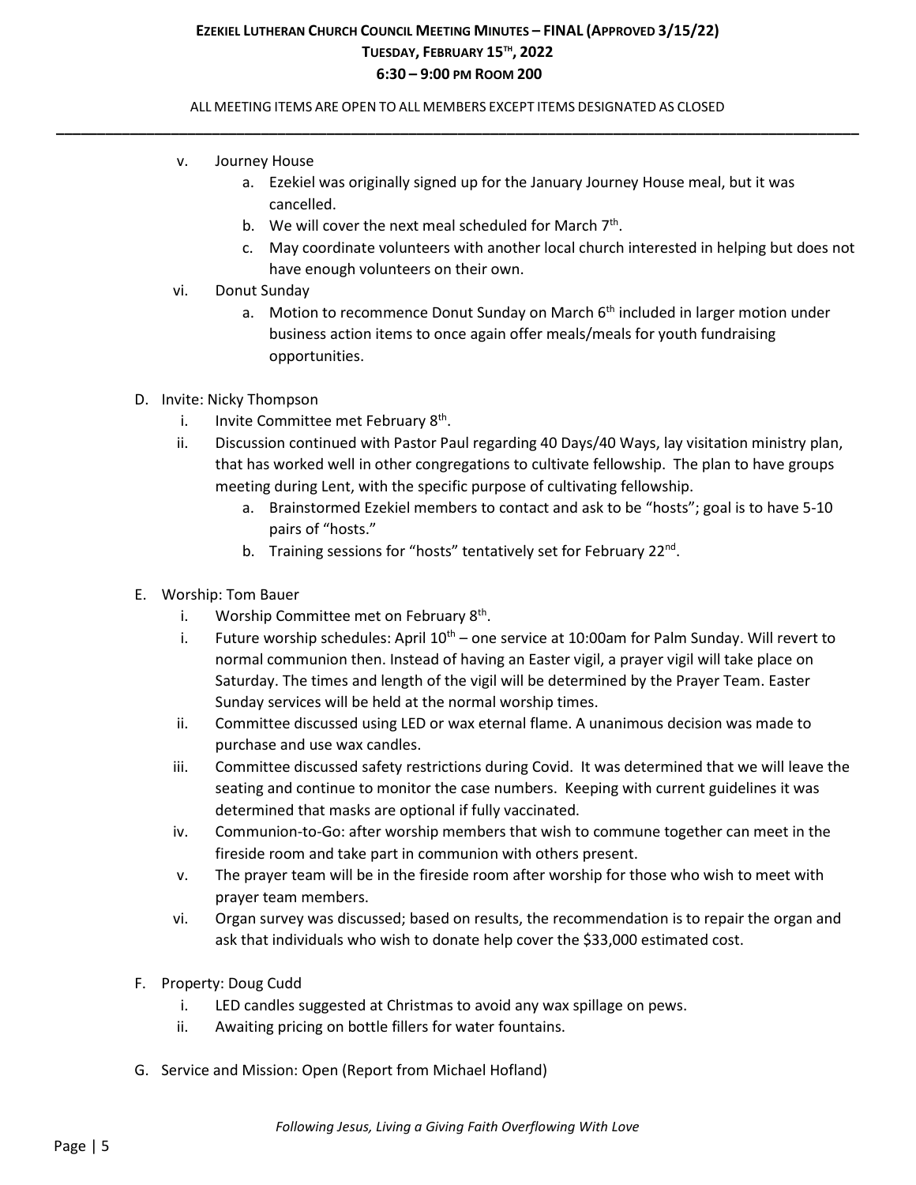v. Journey House
   a. Ezekiel was originally signed up for the January Journey House meal, but it was cancelled.
   b. We will cover the next meal scheduled for March 7th.
   c. May coordinate volunteers with another local church interested in helping but does not have enough volunteers on their own.

vi. Donut Sunday
   a. Motion to recommence Donut Sunday on March 6th included in larger motion under business action items to once again offer meals/meals for youth fundraising opportunities.

D. Invite: Nicky Thompson
   i. Invite Committee met February 8th.
   ii. Discussion continued with Pastor Paul regarding 40 Days/40 Ways, lay visitation ministry plan, that has worked well in other congregations to cultivate fellowship. The plan to have groups meeting during Lent, with the specific purpose of cultivating fellowship.
      a. Brainstormed Ezekiel members to contact and ask to be "hosts"; goal is to have 5-10 pairs of "hosts."
      b. Training sessions for "hosts" tentatively set for February 22nd.

E. Worship: Tom Bauer
   i. Worship Committee met on February 8th.
   i. Future worship schedules: April 10th – one service at 10:00am for Palm Sunday. Will revert to normal communion then. Instead of having an Easter vigil, a prayer vigil will take place on Saturday. The times and length of the vigil will be determined by the Prayer Team. Easter Sunday services will be held at the normal worship times.
   ii. Committee discussed using LED or wax eternal flame. A unanimous decision was made to purchase and use wax candles.
   iii. Committee discussed safety restrictions during Covid. It was determined that we will leave the seating and continue to monitor the case numbers. Keeping with current guidelines it was determined that masks are optional if fully vaccinated.
   iv. Communion-to-Go: after worship members that wish to commune together can meet in the fireside room and take part in communion with others present.
   v. The prayer team will be in the fireside room after worship for those who wish to meet with prayer team members.
   vi. Organ survey was discussed; based on results, the recommendation is to repair the organ and ask that individuals who wish to donate help cover the $33,000 estimated cost.

F. Property: Doug Cudd
   i. LED candles suggested at Christmas to avoid any wax spillage on pews.
   ii. Awaiting pricing on bottle fillers for water fountains.

G. Service and Mission: Open (Report from Michael Hofland)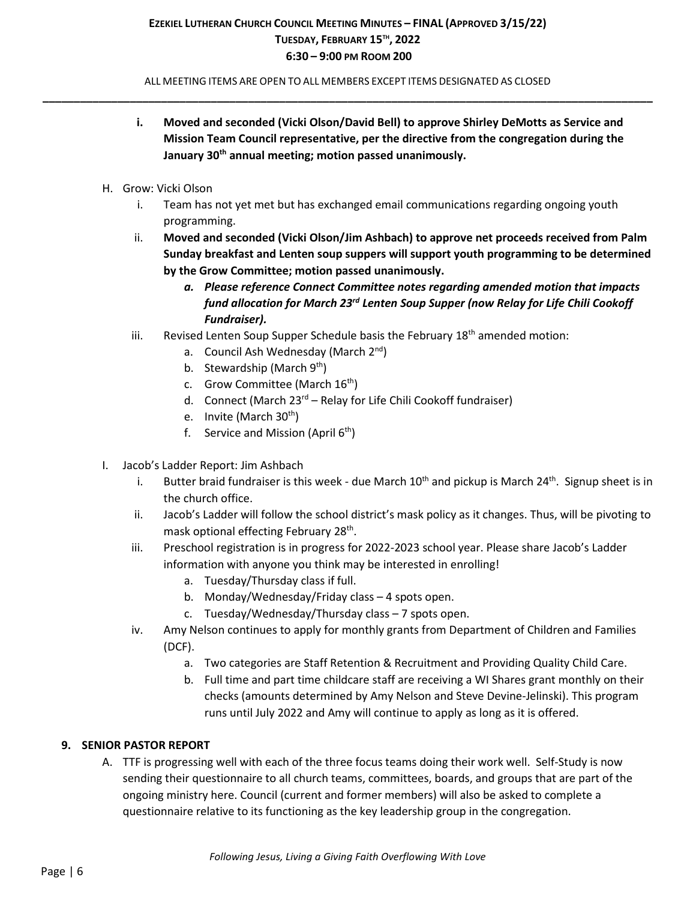- i. **Moved and seconded (Vicki Olson/David Bell) to approve Shirley DeMotts as Service and Mission Team Council representative, per the directive from the congregation during the January 30th annual meeting; motion passed unanimously.**

H. Grow: Vicki Olson

- i. Team has not yet met but has exchanged email communications regarding ongoing youth programming.
- ii. **Moved and seconded (Vicki Olson/Jim Ashbach) to approve net proceeds received from Palm Sunday breakfast and Lenten soup suppers will support youth programming to be determined by the Grow Committee; motion passed unanimously.**
  - a. ***Please reference Connect Committee notes regarding amended motion that impacts fund allocation for March 23rd Lenten Soup Supper (now Relay for Life Chili Cookoff Fundraiser).***
- iii. Revised Lenten Soup Supper Schedule basis the February 18th amended motion:
  - a. Council Ash Wednesday (March 2nd)
  - b. Stewardship (March 9th)
  - c. Grow Committee (March 16th)
  - d. Connect (March 23rd – Relay for Life Chili Cookoff fundraiser)
  - e. Invite (March 30th)
  - f. Service and Mission (April 6th)

I. Jacob's Ladder Report: Jim Ashbach

- i. Butter braid fundraiser is this week - due March 10th and pickup is March 24th. Signup sheet is in the church office.
- ii. Jacob's Ladder will follow the school district's mask policy as it changes. Thus, will be pivoting to mask optional effecting February 28th.
- iii. Preschool registration is in progress for 2022-2023 school year. Please share Jacob's Ladder information with anyone you think may be interested in enrolling!
  - a. Tuesday/Thursday class if full.
  - b. Monday/Wednesday/Friday class – 4 spots open.
  - c. Tuesday/Wednesday/Thursday class – 7 spots open.
- iv. Amy Nelson continues to apply for monthly grants from Department of Children and Families (DCF).
  - a. Two categories are Staff Retention & Recruitment and Providing Quality Child Care.
  - b. Full time and part time childcare staff are receiving a WI Shares grant monthly on their checks (amounts determined by Amy Nelson and Steve Devine-Jelinski). This program runs until July 2022 and Amy will continue to apply as long as it is offered.

## 9. SENIOR PASTOR REPORT

A. TTF is progressing well with each of the three focus teams doing their work well. Self-Study is now sending their questionnaire to all church teams, committees, boards, and groups that are part of the ongoing ministry here. Council (current and former members) will also be asked to complete a questionnaire relative to its functioning as the key leadership group in the congregation.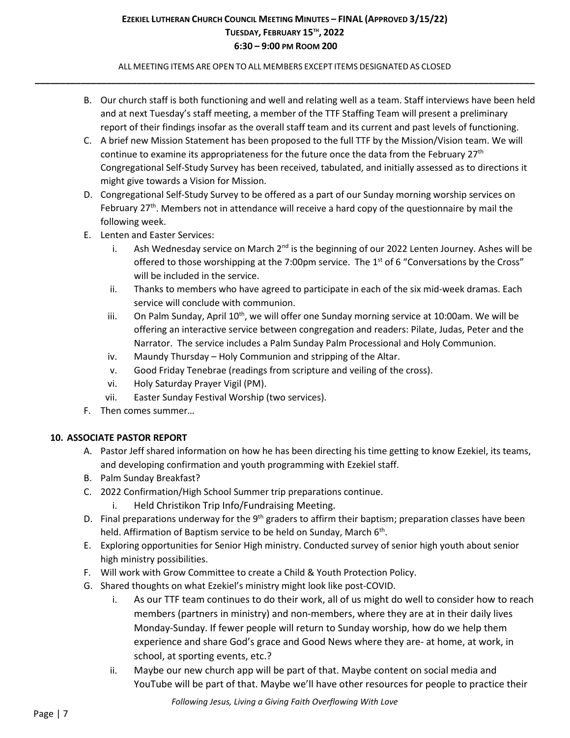B. Our church staff is both functioning and well and relating well as a team. Staff interviews have been held and at next Tuesday's staff meeting, a member of the TTF Staffing Team will present a preliminary report of their findings insofar as the overall staff team and its current and past levels of functioning.

C. A brief new Mission Statement has been proposed to the full TTF by the Mission/Vision team. We will continue to examine its appropriateness for the future once the data from the February 27th Congregational Self-Study Survey has been received, tabulated, and initially assessed as to directions it might give towards a Vision for Mission.

D. Congregational Self-Study Survey to be offered as a part of our Sunday morning worship services on February 27th. Members not in attendance will receive a hard copy of the questionnaire by mail the following week.

E. Lenten and Easter Services:
   i. Ash Wednesday service on March 2nd is the beginning of our 2022 Lenten Journey. Ashes will be offered to those worshipping at the 7:00pm service. The 1st of 6 "Conversations by the Cross" will be included in the service.
   ii. Thanks to members who have agreed to participate in each of the six mid-week dramas. Each service will conclude with communion.
   iii. On Palm Sunday, April 10th, we will offer one Sunday morning service at 10:00am. We will be offering an interactive service between congregation and readers: Pilate, Judas, Peter and the Narrator. The service includes a Palm Sunday Palm Processional and Holy Communion.
   iv. Maundy Thursday – Holy Communion and stripping of the Altar.
   v. Good Friday Tenebrae (readings from scripture and veiling of the cross).
   vi. Holy Saturday Prayer Vigil (PM).
   vii. Easter Sunday Festival Worship (two services).

F. Then comes summer…

## 10. ASSOCIATE PASTOR REPORT

A. Pastor Jeff shared information on how he has been directing his time getting to know Ezekiel, its teams, and developing confirmation and youth programming with Ezekiel staff.

B. Palm Sunday Breakfast?

C. 2022 Confirmation/High School Summer trip preparations continue.
   i. Held Christikon Trip Info/Fundraising Meeting.

D. Final preparations underway for the 9th graders to affirm their baptism; preparation classes have been held. Affirmation of Baptism service to be held on Sunday, March 6th.

E. Exploring opportunities for Senior High ministry. Conducted survey of senior high youth about senior high ministry possibilities.

F. Will work with Grow Committee to create a Child & Youth Protection Policy.

G. Shared thoughts on what Ezekiel's ministry might look like post-COVID.
   i. As our TTF team continues to do their work, all of us might do well to consider how to reach members (partners in ministry) and non-members, where they are at in their daily lives Monday-Sunday. If fewer people will return to Sunday worship, how do we help them experience and share God's grace and Good News where they are- at home, at work, in school, at sporting events, etc.?
   ii. Maybe our new church app will be part of that. Maybe content on social media and YouTube will be part of that. Maybe we'll have other resources for people to practice their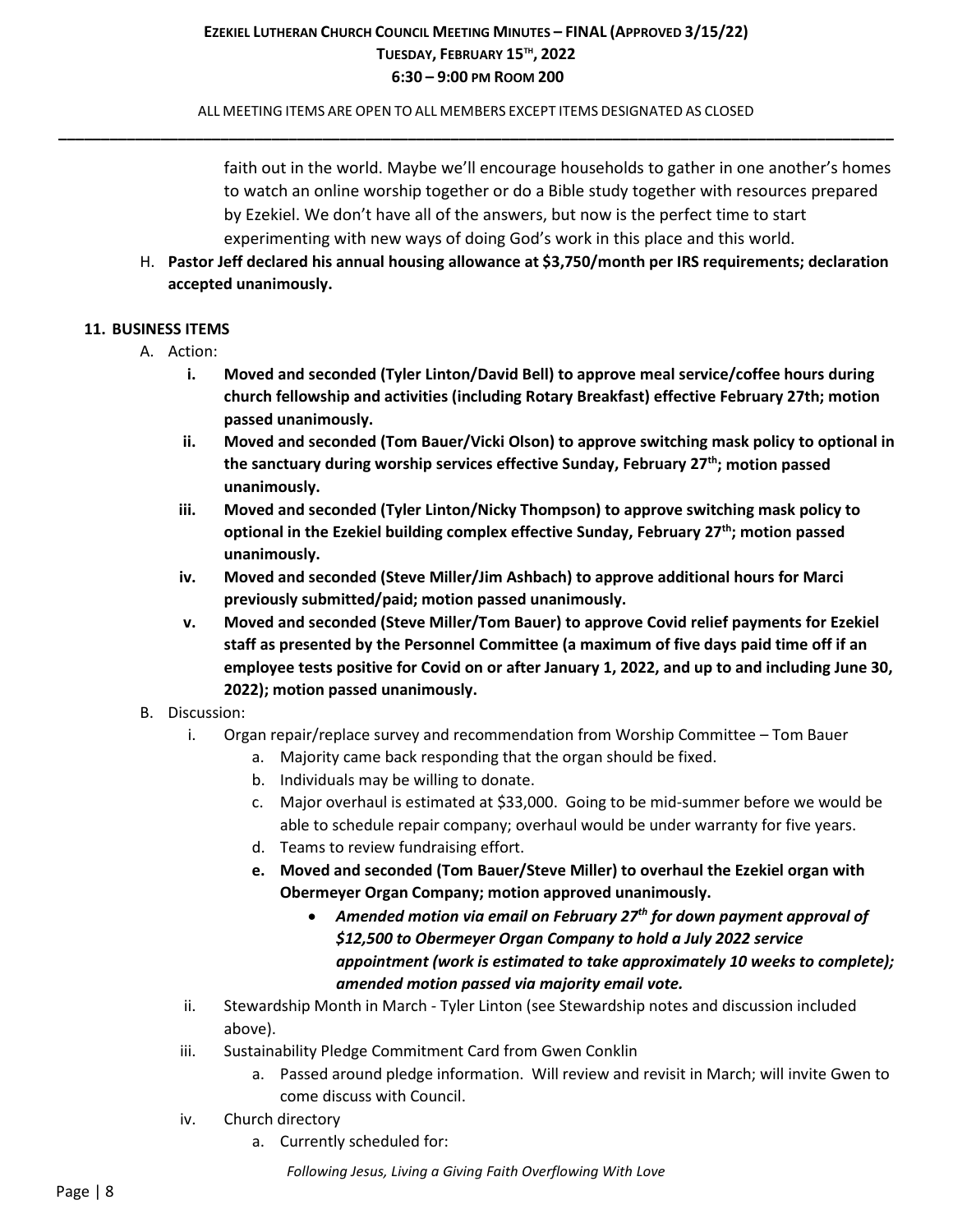faith out in the world. Maybe we'll encourage households to gather in one another's homes to watch an online worship together or do a Bible study together with resources prepared by Ezekiel. We don't have all of the answers, but now is the perfect time to start experimenting with new ways of doing God's work in this place and this world.

H. **Pastor Jeff declared his annual housing allowance at $3,750/month per IRS requirements; declaration accepted unanimously.**

## 11. BUSINESS ITEMS

A. Action:

i. **Moved and seconded (Tyler Linton/David Bell) to approve meal service/coffee hours during church fellowship and activities (including Rotary Breakfast) effective February 27th; motion passed unanimously.**

ii. **Moved and seconded (Tom Bauer/Vicki Olson) to approve switching mask policy to optional in the sanctuary during worship services effective Sunday, February 27th; motion passed unanimously.**

iii. **Moved and seconded (Tyler Linton/Nicky Thompson) to approve switching mask policy to optional in the Ezekiel building complex effective Sunday, February 27th; motion passed unanimously.**

iv. **Moved and seconded (Steve Miller/Jim Ashbach) to approve additional hours for Marci previously submitted/paid; motion passed unanimously.**

v. **Moved and seconded (Steve Miller/Tom Bauer) to approve Covid relief payments for Ezekiel staff as presented by the Personnel Committee (a maximum of five days paid time off if an employee tests positive for Covid on or after January 1, 2022, and up to and including June 30, 2022); motion passed unanimously.**

B. Discussion:

i. Organ repair/replace survey and recommendation from Worship Committee – Tom Bauer
   a. Majority came back responding that the organ should be fixed.
   b. Individuals may be willing to donate.
   c. Major overhaul is estimated at $33,000. Going to be mid-summer before we would be able to schedule repair company; overhaul would be under warranty for five years.
   d. Teams to review fundraising effort.
   e. **Moved and seconded (Tom Bauer/Steve Miller) to overhaul the Ezekiel organ with Obermeyer Organ Company; motion approved unanimously.**
      - ***Amended motion via email on February 27th for down payment approval of $12,500 to Obermeyer Organ Company to hold a July 2022 service appointment (work is estimated to take approximately 10 weeks to complete); amended motion passed via majority email vote.***

ii. Stewardship Month in March - Tyler Linton (see Stewardship notes and discussion included above).

iii. Sustainability Pledge Commitment Card from Gwen Conklin
   a. Passed around pledge information. Will review and revisit in March; will invite Gwen to come discuss with Council.

iv. Church directory
   a. Currently scheduled for: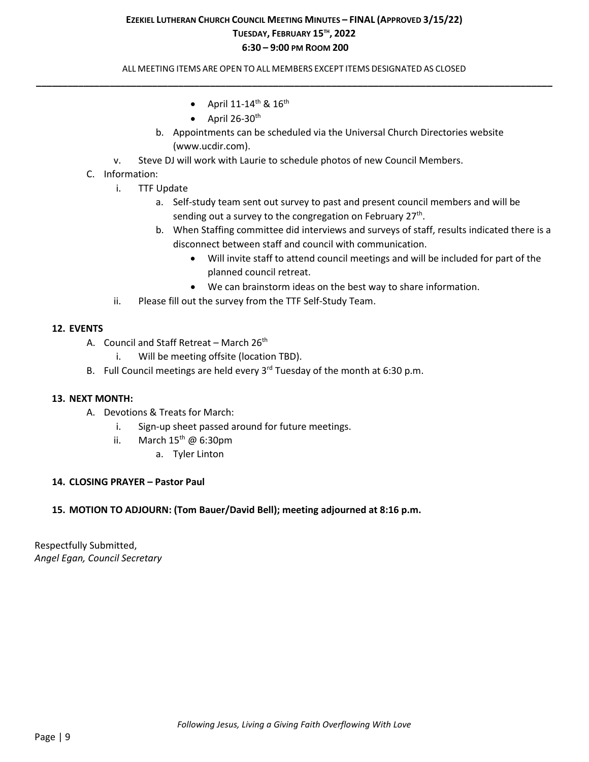- April 11-14th & 16th
- April 26-30th

b. Appointments can be scheduled via the Universal Church Directories website (www.ucdir.com).

v. Steve DJ will work with Laurie to schedule photos of new Council Members.

C. Information:

i. TTF Update

a. Self-study team sent out survey to past and present council members and will be sending out a survey to the congregation on February 27th.

b. When Staffing committee did interviews and surveys of staff, results indicated there is a disconnect between staff and council with communication.

- Will invite staff to attend council meetings and will be included for part of the planned council retreat.
- We can brainstorm ideas on the best way to share information.

ii. Please fill out the survey from the TTF Self-Study Team.

**12. EVENTS**

A. Council and Staff Retreat – March 26th

i. Will be meeting offsite (location TBD).

B. Full Council meetings are held every 3rd Tuesday of the month at 6:30 p.m.

**13. NEXT MONTH:**

A. Devotions & Treats for March:

i. Sign-up sheet passed around for future meetings.

ii. March 15th @ 6:30pm

a. Tyler Linton

**14. CLOSING PRAYER – Pastor Paul**

**15. MOTION TO ADJOURN: (Tom Bauer/David Bell); meeting adjourned at 8:16 p.m.**

Respectfully Submitted,
*Angel Egan, Council Secretary*